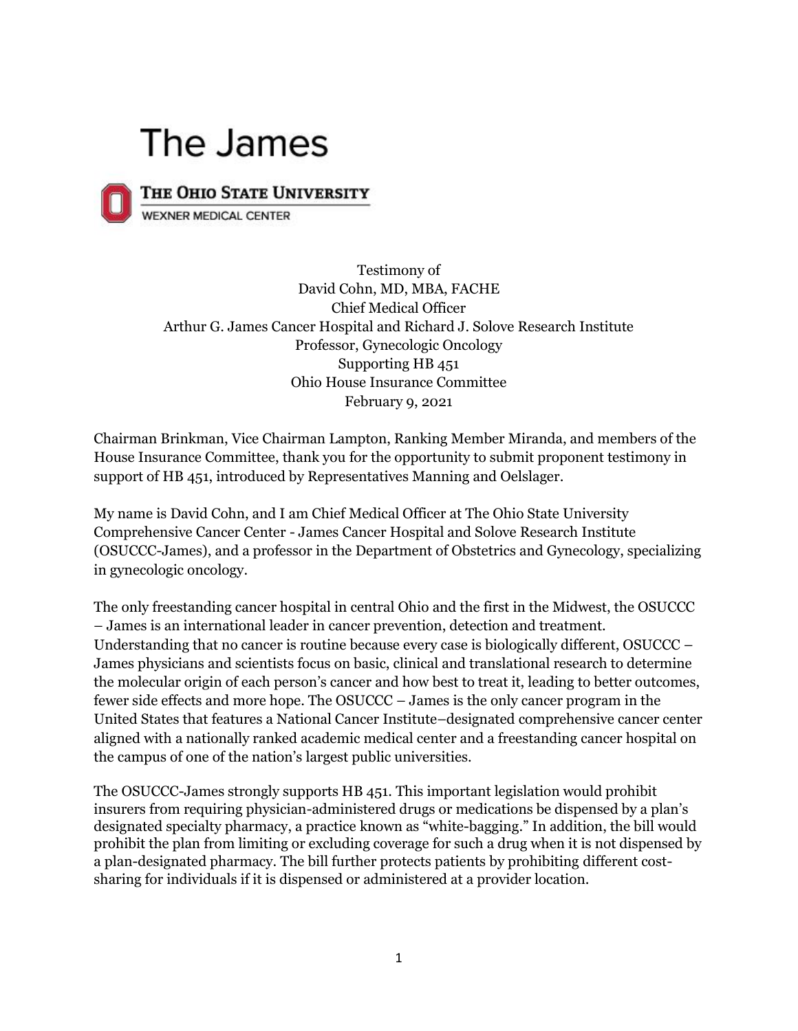# The James

THE OHIO STATE UNIVERSITY
WEXNER MEDICAL CENTER

Testimony of
David Cohn, MD, MBA, FACHE
Chief Medical Officer
Arthur G. James Cancer Hospital and Richard J. Solove Research Institute
Professor, Gynecologic Oncology
Supporting HB 451
Ohio House Insurance Committee
February 9, 2021

Chairman Brinkman, Vice Chairman Lampton, Ranking Member Miranda, and members of the House Insurance Committee, thank you for the opportunity to submit proponent testimony in support of HB 451, introduced by Representatives Manning and Oelslager.

My name is David Cohn, and I am Chief Medical Officer at The Ohio State University Comprehensive Cancer Center - James Cancer Hospital and Solove Research Institute (OSUCCC-James), and a professor in the Department of Obstetrics and Gynecology, specializing in gynecologic oncology.

The only freestanding cancer hospital in central Ohio and the first in the Midwest, the OSUCCC – James is an international leader in cancer prevention, detection and treatment. Understanding that no cancer is routine because every case is biologically different, OSUCCC – James physicians and scientists focus on basic, clinical and translational research to determine the molecular origin of each person's cancer and how best to treat it, leading to better outcomes, fewer side effects and more hope. The OSUCCC – James is the only cancer program in the United States that features a National Cancer Institute–designated comprehensive cancer center aligned with a nationally ranked academic medical center and a freestanding cancer hospital on the campus of one of the nation's largest public universities.

The OSUCCC-James strongly supports HB 451. This important legislation would prohibit insurers from requiring physician-administered drugs or medications be dispensed by a plan's designated specialty pharmacy, a practice known as "white-bagging." In addition, the bill would prohibit the plan from limiting or excluding coverage for such a drug when it is not dispensed by a plan-designated pharmacy. The bill further protects patients by prohibiting different cost-sharing for individuals if it is dispensed or administered at a provider location.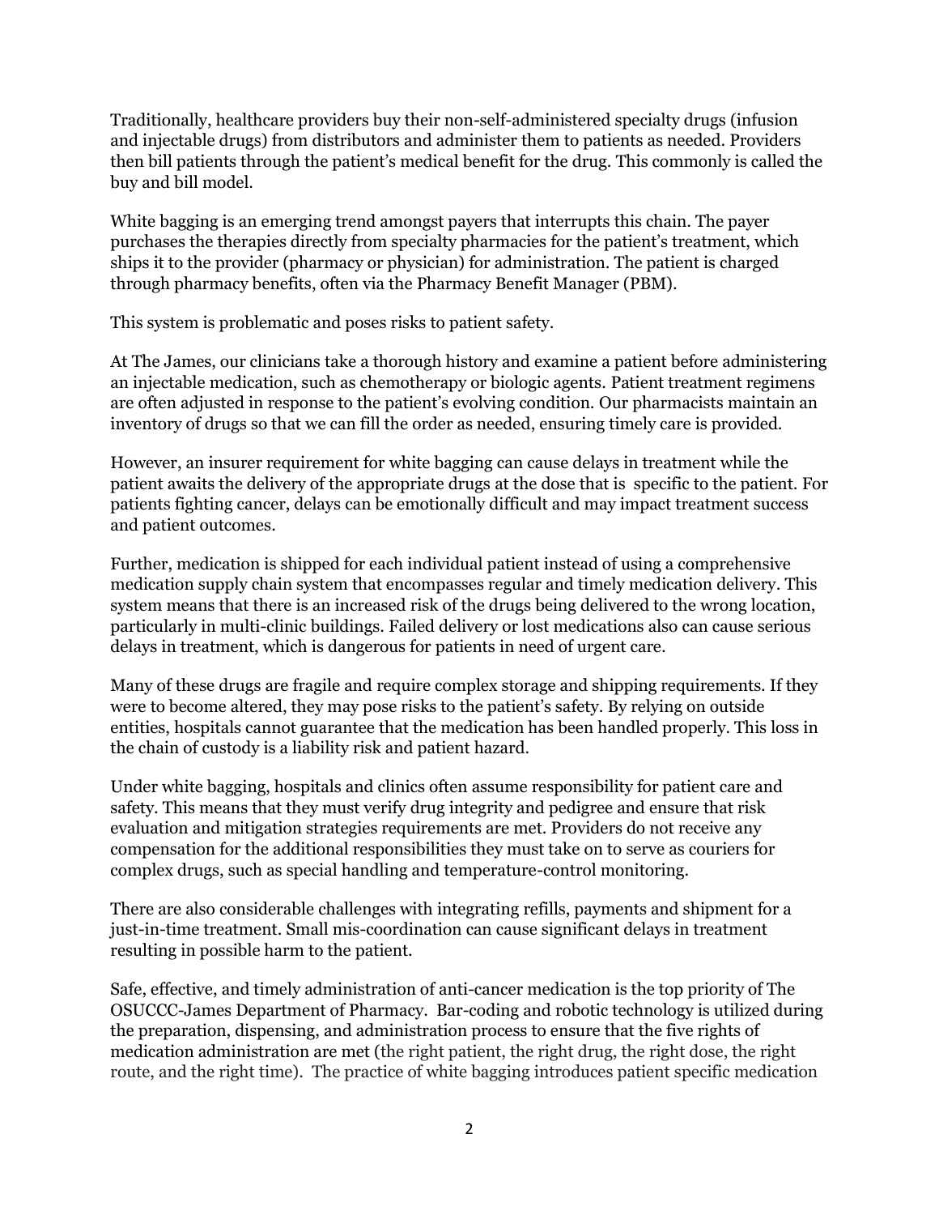Traditionally, healthcare providers buy their non-self-administered specialty drugs (infusion and injectable drugs) from distributors and administer them to patients as needed. Providers then bill patients through the patient's medical benefit for the drug. This commonly is called the buy and bill model.

White bagging is an emerging trend amongst payers that interrupts this chain. The payer purchases the therapies directly from specialty pharmacies for the patient's treatment, which ships it to the provider (pharmacy or physician) for administration. The patient is charged through pharmacy benefits, often via the Pharmacy Benefit Manager (PBM).

This system is problematic and poses risks to patient safety.

At The James, our clinicians take a thorough history and examine a patient before administering an injectable medication, such as chemotherapy or biologic agents. Patient treatment regimens are often adjusted in response to the patient's evolving condition. Our pharmacists maintain an inventory of drugs so that we can fill the order as needed, ensuring timely care is provided.

However, an insurer requirement for white bagging can cause delays in treatment while the patient awaits the delivery of the appropriate drugs at the dose that is specific to the patient. For patients fighting cancer, delays can be emotionally difficult and may impact treatment success and patient outcomes.

Further, medication is shipped for each individual patient instead of using a comprehensive medication supply chain system that encompasses regular and timely medication delivery. This system means that there is an increased risk of the drugs being delivered to the wrong location, particularly in multi-clinic buildings. Failed delivery or lost medications also can cause serious delays in treatment, which is dangerous for patients in need of urgent care.

Many of these drugs are fragile and require complex storage and shipping requirements. If they were to become altered, they may pose risks to the patient's safety. By relying on outside entities, hospitals cannot guarantee that the medication has been handled properly. This loss in the chain of custody is a liability risk and patient hazard.

Under white bagging, hospitals and clinics often assume responsibility for patient care and safety. This means that they must verify drug integrity and pedigree and ensure that risk evaluation and mitigation strategies requirements are met. Providers do not receive any compensation for the additional responsibilities they must take on to serve as couriers for complex drugs, such as special handling and temperature-control monitoring.

There are also considerable challenges with integrating refills, payments and shipment for a just-in-time treatment. Small mis-coordination can cause significant delays in treatment resulting in possible harm to the patient.

Safe, effective, and timely administration of anti-cancer medication is the top priority of The OSUCCC-James Department of Pharmacy. Bar-coding and robotic technology is utilized during the preparation, dispensing, and administration process to ensure that the five rights of medication administration are met (the right patient, the right drug, the right dose, the right route, and the right time). The practice of white bagging introduces patient specific medication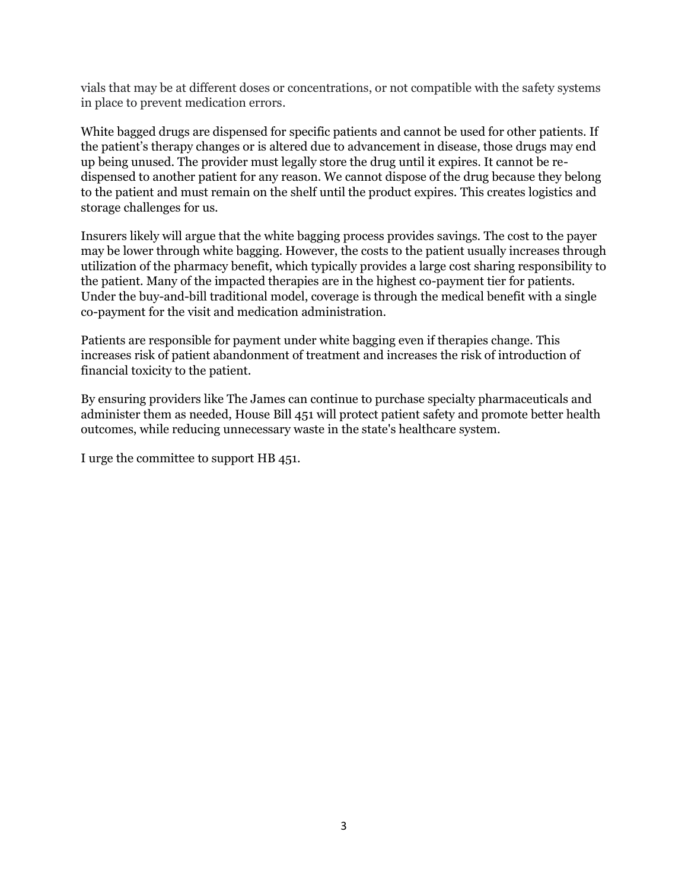vials that may be at different doses or concentrations, or not compatible with the safety systems in place to prevent medication errors.

White bagged drugs are dispensed for specific patients and cannot be used for other patients. If the patient's therapy changes or is altered due to advancement in disease, those drugs may end up being unused. The provider must legally store the drug until it expires. It cannot be re-dispensed to another patient for any reason. We cannot dispose of the drug because they belong to the patient and must remain on the shelf until the product expires. This creates logistics and storage challenges for us.

Insurers likely will argue that the white bagging process provides savings. The cost to the payer may be lower through white bagging. However, the costs to the patient usually increases through utilization of the pharmacy benefit, which typically provides a large cost sharing responsibility to the patient. Many of the impacted therapies are in the highest co-payment tier for patients. Under the buy-and-bill traditional model, coverage is through the medical benefit with a single co-payment for the visit and medication administration.

Patients are responsible for payment under white bagging even if therapies change. This increases risk of patient abandonment of treatment and increases the risk of introduction of financial toxicity to the patient.

By ensuring providers like The James can continue to purchase specialty pharmaceuticals and administer them as needed, House Bill 451 will protect patient safety and promote better health outcomes, while reducing unnecessary waste in the state's healthcare system.

I urge the committee to support HB 451.